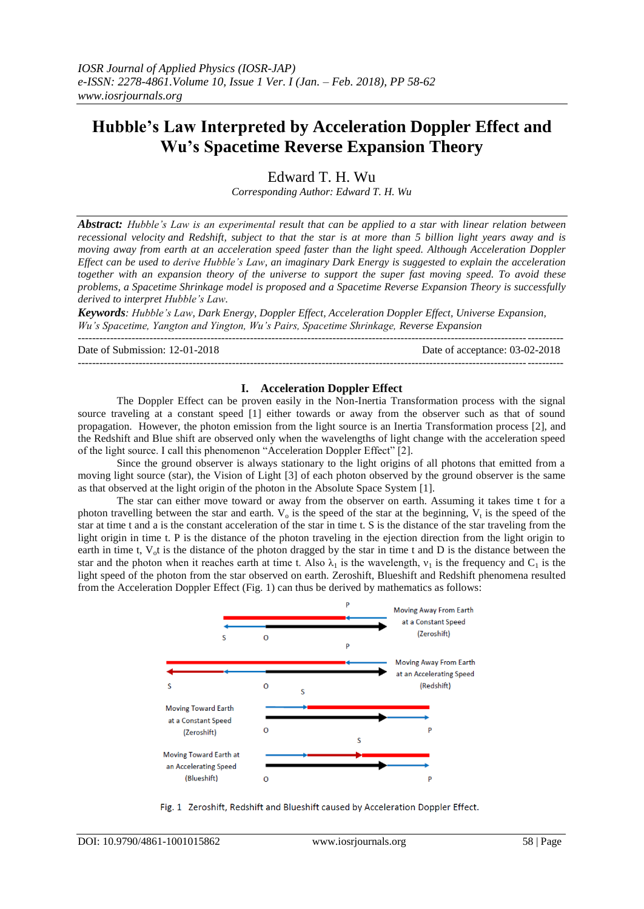# Hubble's Law Interpreted by Acceleration Doppler Effect and Wu's Spacetime Reverse Expansion Theory

Edward T. H. Wu

*Corresponding Author: Edward T. H. Wu*

***Abstract:*** *Hubble's Law is an experimental result that can be applied to a star with linear relation between recessional velocity and Redshift, subject to that the star is at more than 5 billion light years away and is moving away from earth at an acceleration speed faster than the light speed. Although Acceleration Doppler Effect can be used to derive Hubble's Law, an imaginary Dark Energy is suggested to explain the acceleration together with an expansion theory of the universe to support the super fast moving speed. To avoid these problems, a Spacetime Shrinkage model is proposed and a Spacetime Reverse Expansion Theory is successfully derived to interpret Hubble's Law.*

***Keywords****: Hubble's Law, Dark Energy, Doppler Effect, Acceleration Doppler Effect, Universe Expansion, Wu's Spacetime, Yangton and Yington, Wu's Pairs, Spacetime Shrinkage, Reverse Expansion*

Date of Submission: 12-01-2018 Date of acceptance: 03-02-2018

## I. Acceleration Doppler Effect

The Doppler Effect can be proven easily in the Non-Inertia Transformation process with the signal source traveling at a constant speed [1] either towards or away from the observer such as that of sound propagation. However, the photon emission from the light source is an Inertia Transformation process [2], and the Redshift and Blue shift are observed only when the wavelengths of light change with the acceleration speed of the light source. I call this phenomenon "Acceleration Doppler Effect" [2].

Since the ground observer is always stationary to the light origins of all photons that emitted from a moving light source (star), the Vision of Light [3] of each photon observed by the ground observer is the same as that observed at the light origin of the photon in the Absolute Space System [1].

The star can either move toward or away from the observer on earth. Assuming it takes time t for a photon travelling between the star and earth. $V_o$ is the speed of the star at the beginning, $V_t$ is the speed of the star at time t and a is the constant acceleration of the star in time t. S is the distance of the star traveling from the light origin in time t. P is the distance of the photon traveling in the ejection direction from the light origin to earth in time t, $V_o t$ is the distance of the photon dragged by the star in time t and D is the distance between the star and the photon when it reaches earth at time t. Also $\lambda_1$ is the wavelength, $\nu_1$ is the frequency and $C_1$ is the light speed of the photon from the star observed on earth. Zeroshift, Blueshift and Redshift phenomena resulted from the Acceleration Doppler Effect (Fig. 1) can thus be derived by mathematics as follows:

P
S O
Moving Away From Earth at a Constant Speed (Zeroshift)

P
S O S
Moving Away From Earth at an Accelerating Speed (Redshift)

Moving Toward Earth at a Constant Speed (Zeroshift)
O P

S
Moving Toward Earth at an Accelerating Speed (Blueshift)
O P

Fig. 1 Zeroshift, Redshift and Blueshift caused by Acceleration Doppler Effect.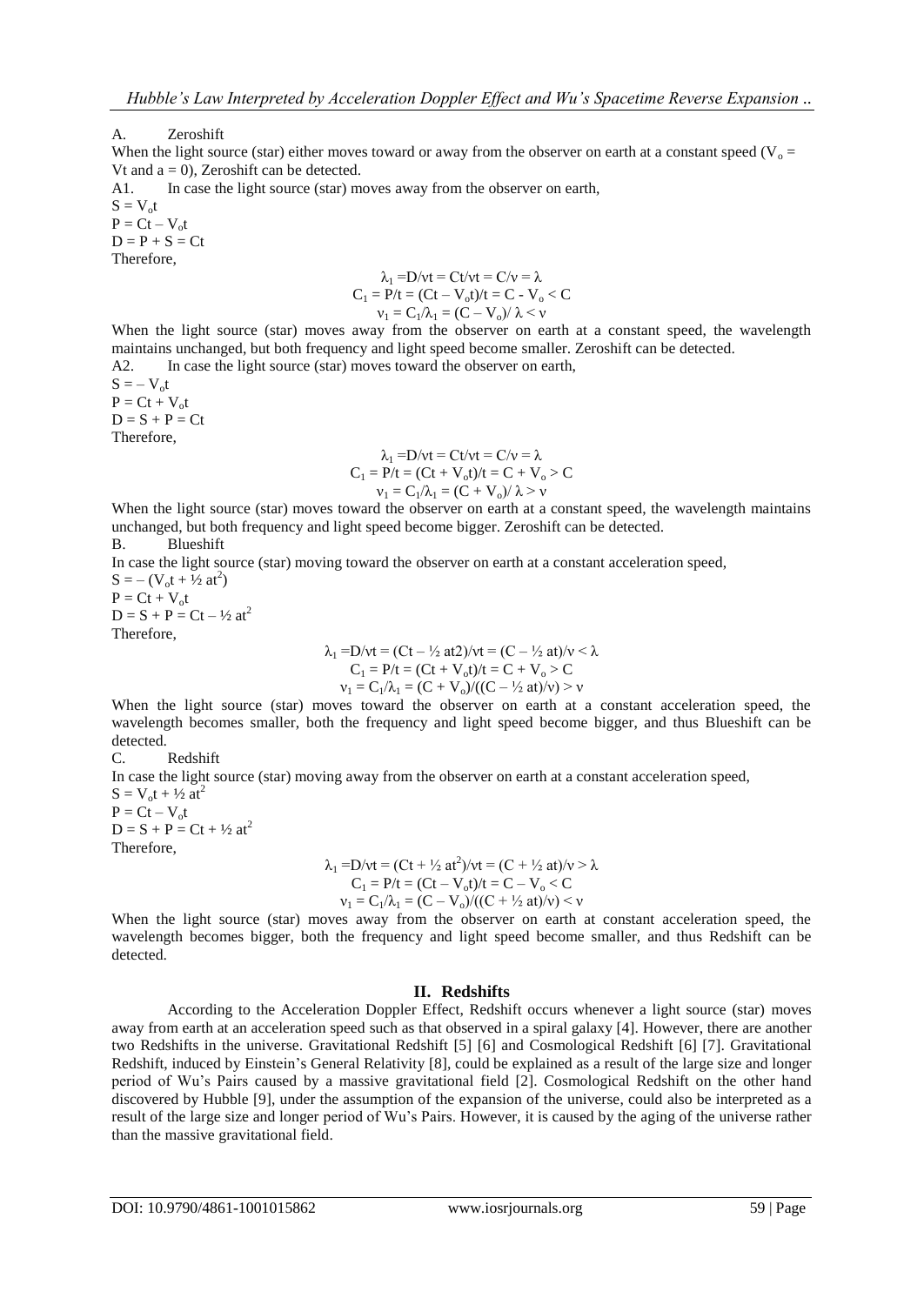A. Zeroshift

When the light source (star) either moves toward or away from the observer on earth at a constant speed ($V_o$ = Vt and a = 0), Zeroshift can be detected.

A1. In case the light source (star) moves away from the observer on earth,

$S = V_o t$

$P = Ct - V_o t$

$D = P + S = Ct$

Therefore,

$$\lambda_1 = D/\nu t = Ct/\nu t = C/\nu = \lambda$$
$$C_1 = P/t = (Ct - V_o t)/t = C - V_o < C$$
$$\nu_1 = C_1/\lambda_1 = (C - V_o)/\lambda < \nu$$

When the light source (star) moves away from the observer on earth at a constant speed, the wavelength maintains unchanged, but both frequency and light speed become smaller. Zeroshift can be detected.

A2. In case the light source (star) moves toward the observer on earth,

$S = -V_o t$

$P = Ct + V_o t$

$D = S + P = Ct$

Therefore,

$$\lambda_1 = D/\nu t = Ct/\nu t = C/\nu = \lambda$$
$$C_1 = P/t = (Ct + V_o t)/t = C + V_o > C$$
$$\nu_1 = C_1/\lambda_1 = (C + V_o)/\lambda > \nu$$

When the light source (star) moves toward the observer on earth at a constant speed, the wavelength maintains unchanged, but both frequency and light speed become bigger. Zeroshift can be detected.

B. Blueshift

In case the light source (star) moving toward the observer on earth at a constant acceleration speed,

$S = -(V_o t + ½ at^2)$

$P = Ct + V_o t$

$D = S + P = Ct - ½ at^2$

Therefore,

$$\lambda_1 = D/\nu t = (Ct - ½ at2)/\nu t = (C - ½ at)/\nu < \lambda$$
$$C_1 = P/t = (Ct + V_o t)/t = C + V_o > C$$
$$\nu_1 = C_1/\lambda_1 = (C + V_o)/((C - ½ at)/\nu) > \nu$$

When the light source (star) moves toward the observer on earth at a constant acceleration speed, the wavelength becomes smaller, both the frequency and light speed become bigger, and thus Blueshift can be detected.

C. Redshift

In case the light source (star) moving away from the observer on earth at a constant acceleration speed,

$S = V_o t + ½ at^2$

$P = Ct - V_o t$

$D = S + P = Ct + ½ at^2$

Therefore,

$$\lambda_1 = D/\nu t = (Ct + ½ at^2)/\nu t = (C + ½ at)/\nu > \lambda$$
$$C_1 = P/t = (Ct - V_o t)/t = C - V_o < C$$
$$\nu_1 = C_1/\lambda_1 = (C - V_o)/((C + ½ at)/\nu) < \nu$$

When the light source (star) moves away from the observer on earth at constant acceleration speed, the wavelength becomes bigger, both the frequency and light speed become smaller, and thus Redshift can be detected.

## II. Redshifts

According to the Acceleration Doppler Effect, Redshift occurs whenever a light source (star) moves away from earth at an acceleration speed such as that observed in a spiral galaxy [4]. However, there are another two Redshifts in the universe. Gravitational Redshift [5] [6] and Cosmological Redshift [6] [7]. Gravitational Redshift, induced by Einstein's General Relativity [8], could be explained as a result of the large size and longer period of Wu's Pairs caused by a massive gravitational field [2]. Cosmological Redshift on the other hand discovered by Hubble [9], under the assumption of the expansion of the universe, could also be interpreted as a result of the large size and longer period of Wu's Pairs. However, it is caused by the aging of the universe rather than the massive gravitational field.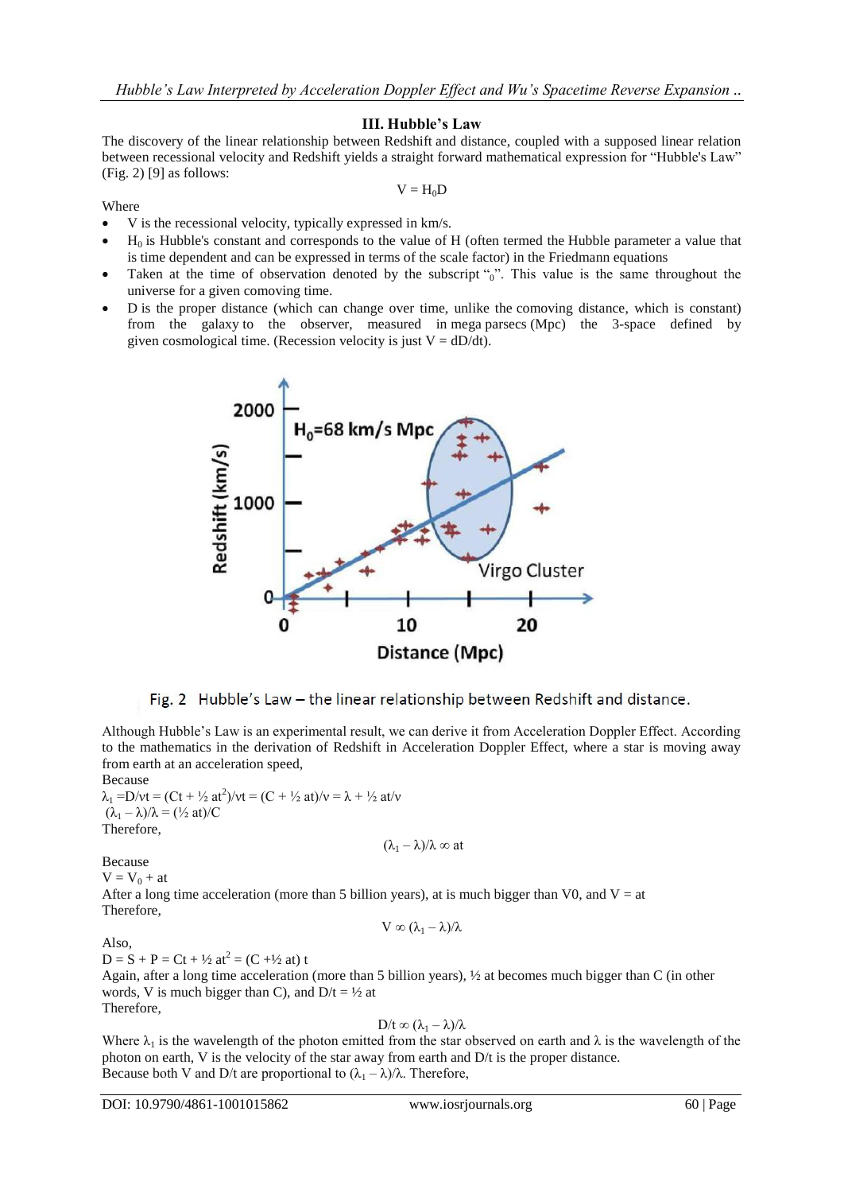### III. Hubble's Law

The discovery of the linear relationship between Redshift and distance, coupled with a supposed linear relation between recessional velocity and Redshift yields a straight forward mathematical expression for "Hubble's Law" (Fig. 2) [9] as follows:

$$V = H_0D$$

Where

- V is the recessional velocity, typically expressed in km/s.
- $H_0$ is Hubble's constant and corresponds to the value of H (often termed the Hubble parameter a value that is time dependent and can be expressed in terms of the scale factor) in the Friedmann equations
- Taken at the time of observation denoted by the subscript "$_0$". This value is the same throughout the universe for a given comoving time.
- D is the proper distance (which can change over time, unlike the comoving distance, which is constant) from the galaxy to the observer, measured in mega parsecs (Mpc) the 3-space defined by given cosmological time. (Recession velocity is just V = dD/dt).

2000
$H_0$=68 km/s Mpc
1000
0
Redshift (km/s)
Virgo Cluster
0
10
20
Distance (Mpc)

Fig. 2 Hubble's Law – the linear relationship between Redshift and distance.

Although Hubble's Law is an experimental result, we can derive it from Acceleration Doppler Effect. According to the mathematics in the derivation of Redshift in Acceleration Doppler Effect, where a star is moving away from earth at an acceleration speed,

Because

$\lambda_1 = D/vt = (Ct + ½ at^2)/vt = (C + ½ at)/v = \lambda + ½ at/v$

$(\lambda_1 - \lambda)/\lambda = (½ at)/C$

Therefore,

$$(\lambda_1 - \lambda)/\lambda \propto at$$

Because

$V = V_0 + at$

After a long time acceleration (more than 5 billion years), at is much bigger than V0, and V = at

Therefore,

$$V \propto (\lambda_1 - \lambda)/\lambda$$

Also,

$D = S + P = Ct + ½ at^2 = (C + ½ at) t$

Again, after a long time acceleration (more than 5 billion years), ½ at becomes much bigger than C (in other words, V is much bigger than C), and D/t = ½ at

Therefore,

$$D/t \propto (\lambda_1 - \lambda)/\lambda$$

Where $\lambda_1$ is the wavelength of the photon emitted from the star observed on earth and $\lambda$ is the wavelength of the photon on earth, V is the velocity of the star away from earth and D/t is the proper distance.

Because both V and D/t are proportional to $(\lambda_1 - \lambda)/\lambda$. Therefore,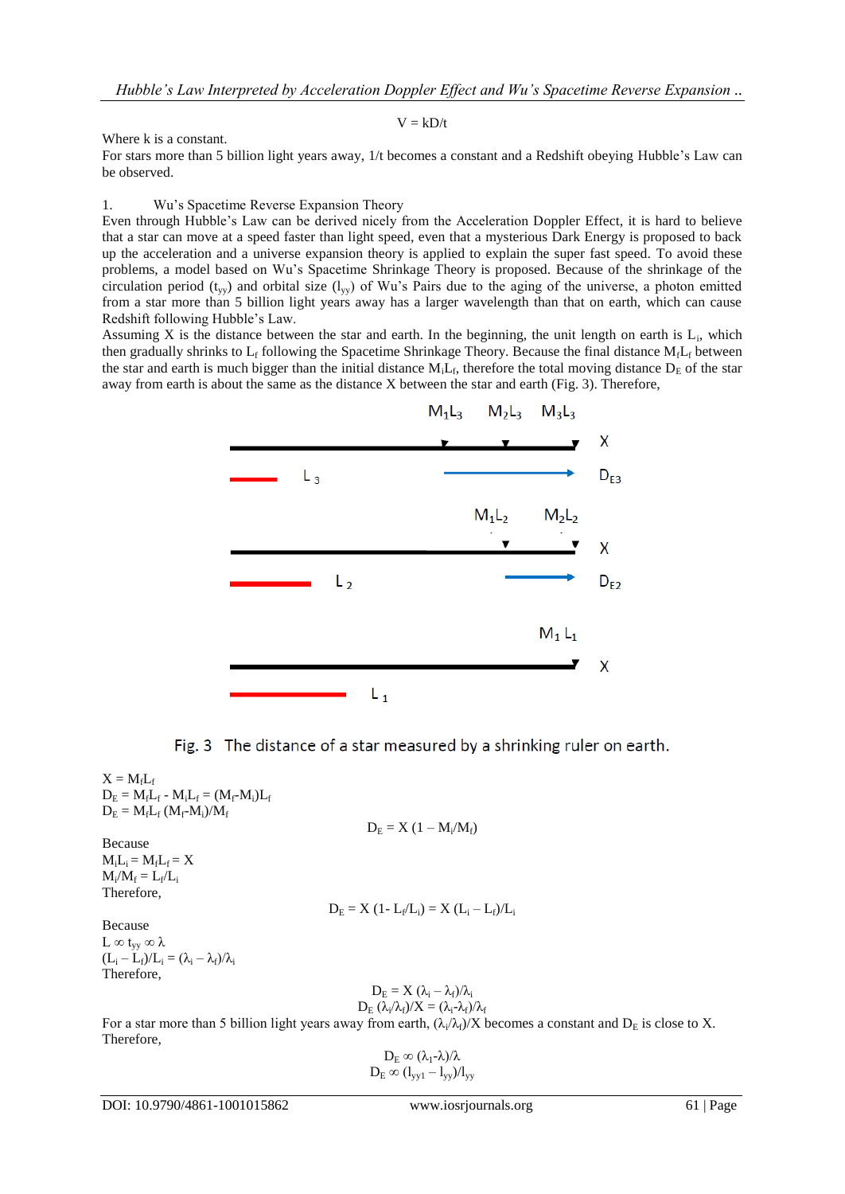$$V = kD/t$$

Where k is a constant.

For stars more than 5 billion light years away, 1/t becomes a constant and a Redshift obeying Hubble's Law can be observed.

## 1. Wu's Spacetime Reverse Expansion Theory

Even through Hubble's Law can be derived nicely from the Acceleration Doppler Effect, it is hard to believe that a star can move at a speed faster than light speed, even that a mysterious Dark Energy is proposed to back up the acceleration and a universe expansion theory is applied to explain the super fast speed. To avoid these problems, a model based on Wu's Spacetime Shrinkage Theory is proposed. Because of the shrinkage of the circulation period ($t_{yy}$) and orbital size ($l_{yy}$) of Wu's Pairs due to the aging of the universe, a photon emitted from a star more than 5 billion light years away has a larger wavelength than that on earth, which can cause Redshift following Hubble's Law.

Assuming X is the distance between the star and earth. In the beginning, the unit length on earth is $L_i$, which then gradually shrinks to $L_f$ following the Spacetime Shrinkage Theory. Because the final distance $M_fL_f$ between the star and earth is much bigger than the initial distance $M_iL_f$, therefore the total moving distance $D_E$ of the star away from earth is about the same as the distance X between the star and earth (Fig. 3). Therefore,

$M_1L_3$ $M_2L_3$ $M_3L_3$

X

$L_3$

$D_{E3}$

$M_1L_2$ $M_2L_2$

X

$L_2$

$D_{E2}$

$M_1 L_1$

X

$L_1$

Fig. 3 The distance of a star measured by a shrinking ruler on earth.

$X = M_fL_f$

$D_E = M_fL_f - M_iL_f = (M_f-M_i)L_f$

$D_E = M_fL_f\,(M_f-M_i)/M_f$

$$D_E = X\,(1 - M_i/M_f)$$

Because

$M_iL_i = M_fL_f = X$

$M_i/M_f = L_f/L_i$

Therefore,

$$D_E = X\,(1 - L_f/L_i) = X\,(L_i - L_f)/L_i$$

Because

$L \propto t_{yy} \propto \lambda$

$(L_i - L_f)/L_i = (\lambda_i - \lambda_f)/\lambda_i$

Therefore,

$$D_E = X\,(\lambda_i - \lambda_f)/\lambda_i$$

$$D_E\,(\lambda_i/\lambda_f)/X = (\lambda_i-\lambda_f)/\lambda_f$$

For a star more than 5 billion light years away from earth, $(\lambda_i/\lambda_f)/X$ becomes a constant and $D_E$ is close to X. Therefore,

$$D_E \propto (\lambda_1-\lambda)/\lambda$$

$$D_E \propto (l_{yy1} - l_{yy})/l_{yy}$$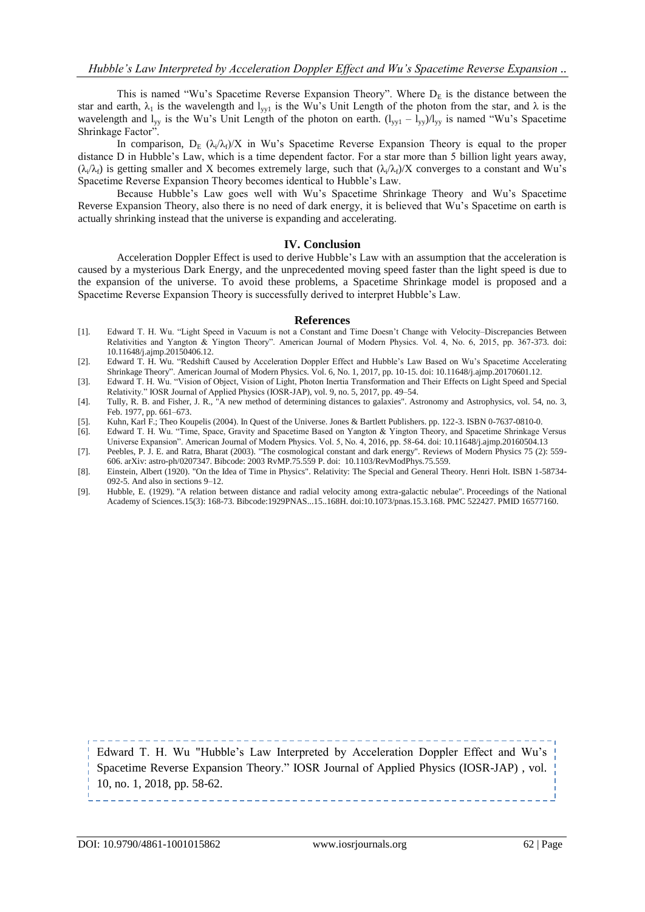This is named "Wu's Spacetime Reverse Expansion Theory". Where $D_E$ is the distance between the star and earth, $\lambda_1$ is the wavelength and $l_{yy1}$ is the Wu's Unit Length of the photon from the star, and $\lambda$ is the wavelength and $l_{yy}$ is the Wu's Unit Length of the photon on earth. $(l_{yy1} - l_{yy})/l_{yy}$ is named "Wu's Spacetime Shrinkage Factor".

In comparison, $D_E\ (\lambda_i/\lambda_f)/X$ in Wu's Spacetime Reverse Expansion Theory is equal to the proper distance D in Hubble's Law, which is a time dependent factor. For a star more than 5 billion light years away, $(\lambda_i/\lambda_f)$ is getting smaller and X becomes extremely large, such that $(\lambda_i/\lambda_f)/X$ converges to a constant and Wu's Spacetime Reverse Expansion Theory becomes identical to Hubble's Law.

Because Hubble's Law goes well with Wu's Spacetime Shrinkage Theory and Wu's Spacetime Reverse Expansion Theory, also there is no need of dark energy, it is believed that Wu's Spacetime on earth is actually shrinking instead that the universe is expanding and accelerating.

## IV. Conclusion

Acceleration Doppler Effect is used to derive Hubble's Law with an assumption that the acceleration is caused by a mysterious Dark Energy, and the unprecedented moving speed faster than the light speed is due to the expansion of the universe. To avoid these problems, a Spacetime Shrinkage model is proposed and a Spacetime Reverse Expansion Theory is successfully derived to interpret Hubble's Law.

## References

[1]. Edward T. H. Wu. "Light Speed in Vacuum is not a Constant and Time Doesn't Change with Velocity–Discrepancies Between Relativities and Yangton & Yington Theory". American Journal of Modern Physics. Vol. 4, No. 6, 2015, pp. 367-373. doi: 10.11648/j.ajmp.20150406.12.

[2]. Edward T. H. Wu. "Redshift Caused by Acceleration Doppler Effect and Hubble's Law Based on Wu's Spacetime Accelerating Shrinkage Theory". American Journal of Modern Physics. Vol. 6, No. 1, 2017, pp. 10-15. doi: 10.11648/j.ajmp.20170601.12.

[3]. Edward T. H. Wu. "Vision of Object, Vision of Light, Photon Inertia Transformation and Their Effects on Light Speed and Special Relativity." IOSR Journal of Applied Physics (IOSR-JAP), vol. 9, no. 5, 2017, pp. 49–54.

[4]. Tully, R. B. and Fisher, J. R., "A new method of determining distances to galaxies". Astronomy and Astrophysics, vol. 54, no. 3, Feb. 1977, pp. 661–673.

[5]. Kuhn, Karl F.; Theo Koupelis (2004). In Quest of the Universe. Jones & Bartlett Publishers. pp. 122-3. ISBN 0-7637-0810-0.

[6]. Edward T. H. Wu. "Time, Space, Gravity and Spacetime Based on Yangton & Yington Theory, and Spacetime Shrinkage Versus Universe Expansion". American Journal of Modern Physics. Vol. 5, No. 4, 2016, pp. 58-64. doi: 10.11648/j.ajmp.20160504.13

[7]. Peebles, P. J. E. and Ratra, Bharat (2003). "The cosmological constant and dark energy". Reviews of Modern Physics 75 (2): 559-606. arXiv: astro-ph/0207347. Bibcode: 2003 RvMP.75.559 P. doi: 10.1103/RevModPhys.75.559.

[8]. Einstein, Albert (1920). "On the Idea of Time in Physics". Relativity: The Special and General Theory. Henri Holt. ISBN 1-58734-092-5. And also in sections 9–12.

[9]. Hubble, E. (1929). "A relation between distance and radial velocity among extra-galactic nebulae". Proceedings of the National Academy of Sciences.15(3): 168-73. Bibcode:1929PNAS...15..168H. doi:10.1073/pnas.15.3.168. PMC 522427. PMID 16577160.

Edward T. H. Wu "Hubble's Law Interpreted by Acceleration Doppler Effect and Wu's Spacetime Reverse Expansion Theory." IOSR Journal of Applied Physics (IOSR-JAP) , vol. 10, no. 1, 2018, pp. 58-62.